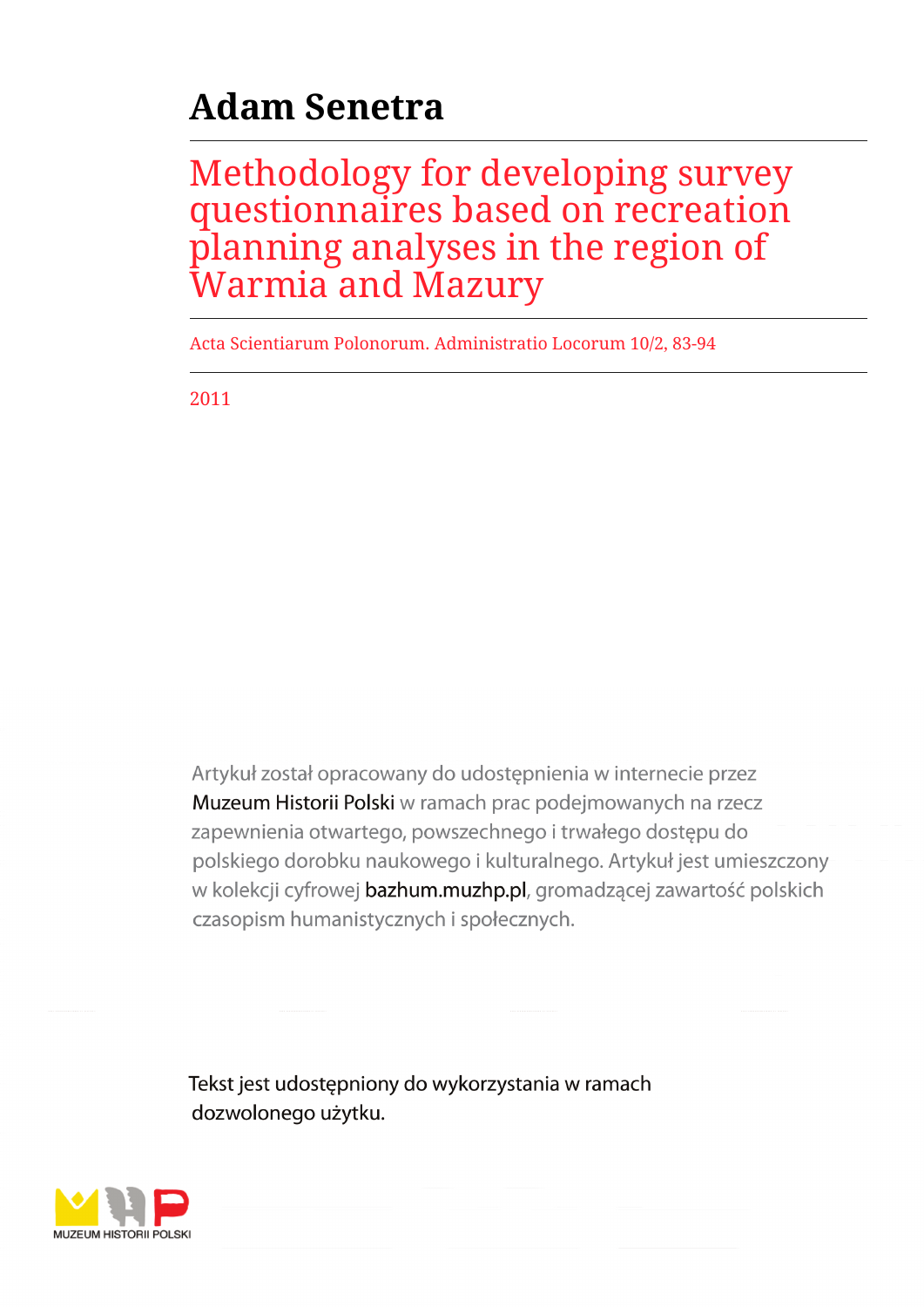# Adam Senetra

## Methodology for developing survey questionnaires based on recreation planning analyses in the region of Warmia and Mazury

Acta Scientiarum Polonorum. Administratio Locorum 10/2, 83-94

2011

Artykuł został opracowany do udostępnienia w internecie przez Muzeum Historii Polski w ramach prac podejmowanych na rzecz zapewnienia otwartego, powszechnego i trwałego dostępu do polskiego dorobku naukowego i kulturalnego. Artykuł jest umieszczony w kolekcji cyfrowej bazhum.muzhp.pl, gromadzącej zawartość polskich czasopism humanistycznych i społecznych.

Tekst jest udostępniony do wykorzystania w ramach dozwolonego użytku.

MUZEUM HISTORII POLSKI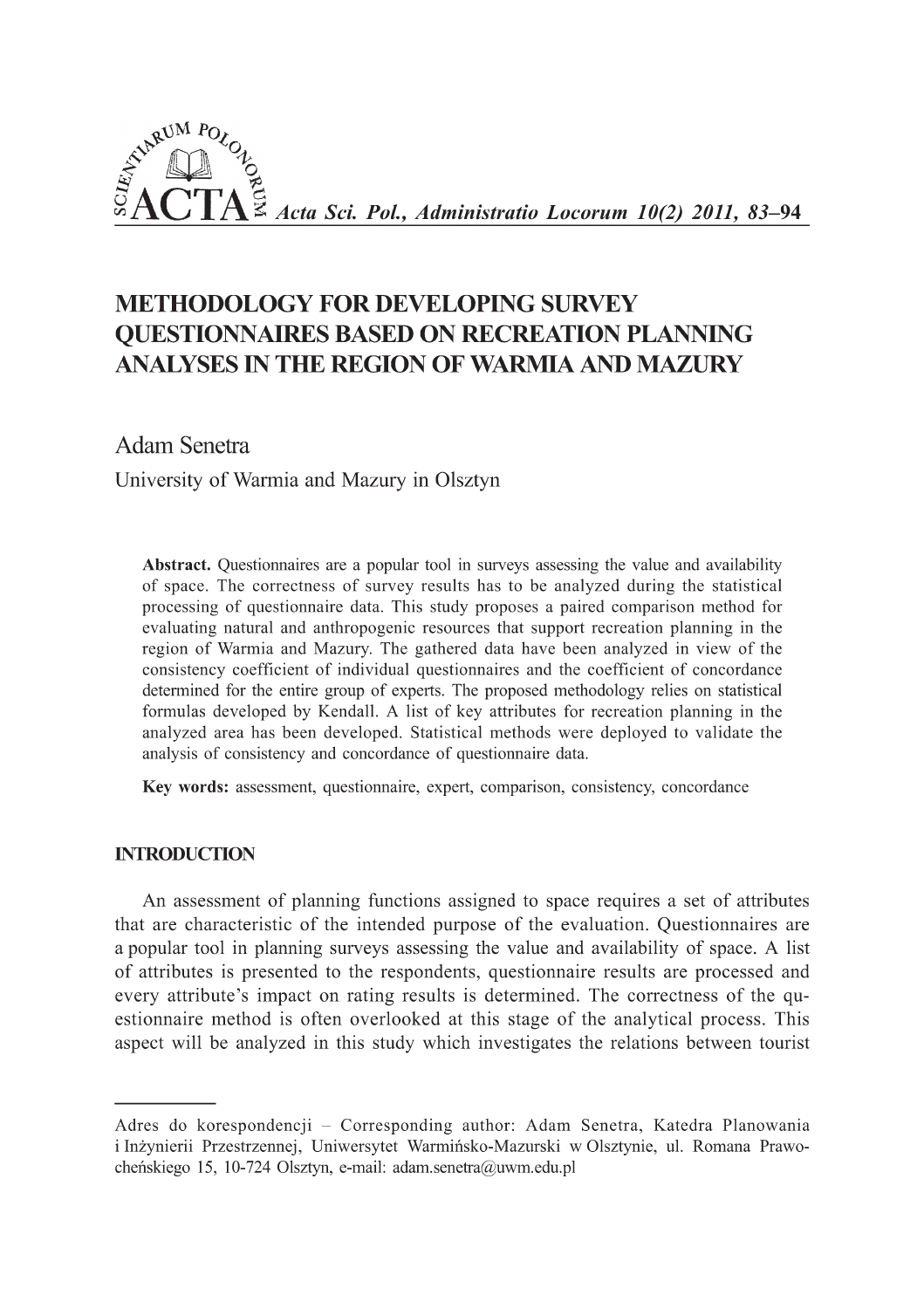# METHODOLOGY FOR DEVELOPING SURVEY QUESTIONNAIRES BASED ON RECREATION PLANNING ANALYSES IN THE REGION OF WARMIA AND MAZURY

Adam Senetra

University of Warmia and Mazury in Olsztyn

**Abstract.** Questionnaires are a popular tool in surveys assessing the value and availability of space. The correctness of survey results has to be analyzed during the statistical processing of questionnaire data. This study proposes a paired comparison method for evaluating natural and anthropogenic resources that support recreation planning in the region of Warmia and Mazury. The gathered data have been analyzed in view of the consistency coefficient of individual questionnaires and the coefficient of concordance determined for the entire group of experts. The proposed methodology relies on statistical formulas developed by Kendall. A list of key attributes for recreation planning in the analyzed area has been developed. Statistical methods were deployed to validate the analysis of consistency and concordance of questionnaire data.

**Key words:** assessment, questionnaire, expert, comparison, consistency, concordance

## INTRODUCTION

An assessment of planning functions assigned to space requires a set of attributes that are characteristic of the intended purpose of the evaluation. Questionnaires are a popular tool in planning surveys assessing the value and availability of space. A list of attributes is presented to the respondents, questionnaire results are processed and every attribute's impact on rating results is determined. The correctness of the questionnaire method is often overlooked at this stage of the analytical process. This aspect will be analyzed in this study which investigates the relations between tourist

---

Adres do korespondencji – Corresponding author: Adam Senetra, Katedra Planowania i Inżynierii Przestrzennej, Uniwersytet Warmińsko-Mazurski w Olsztynie, ul. Romana Prawocheńskiego 15, 10-724 Olsztyn, e-mail: adam.senetra@uwm.edu.pl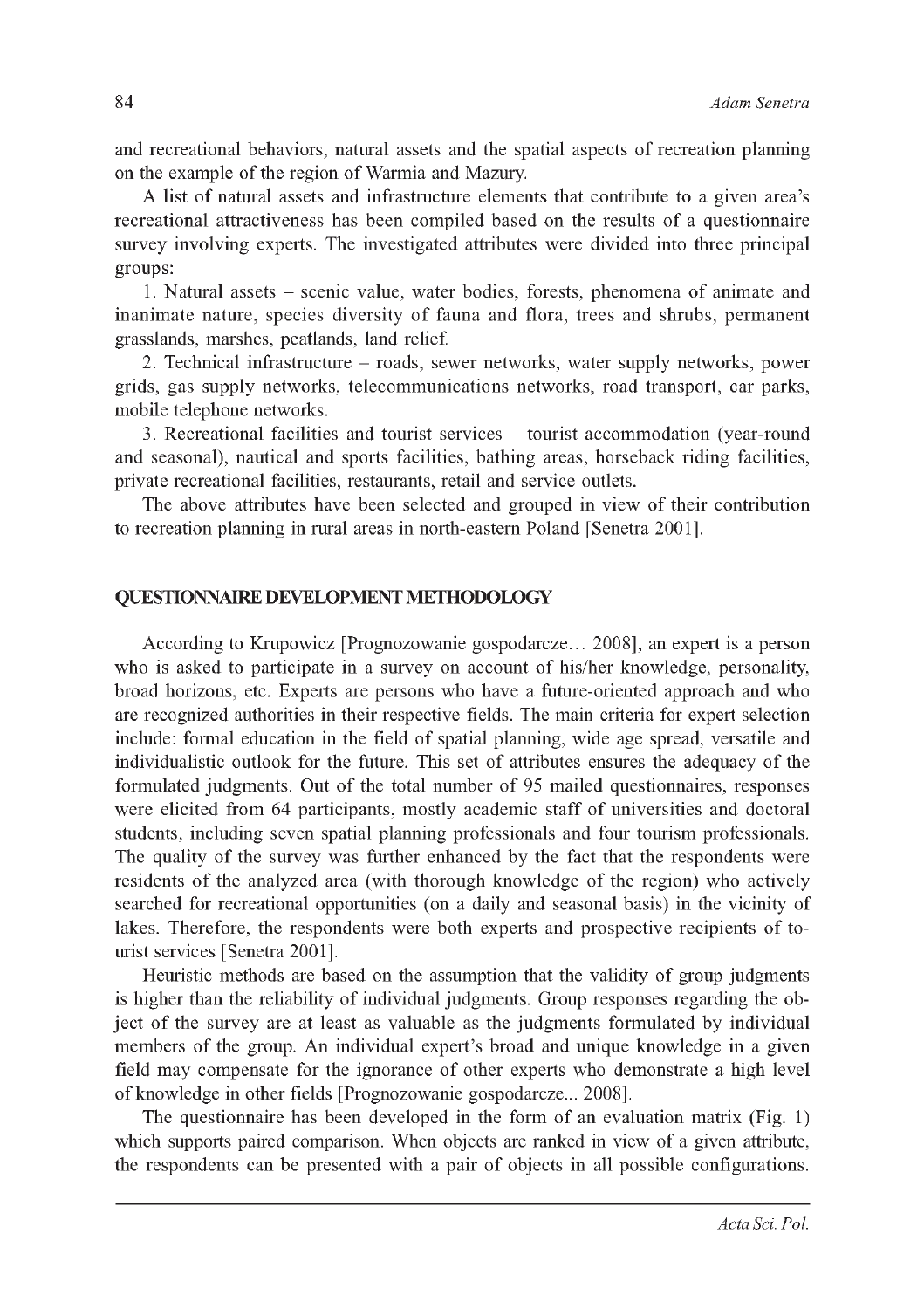and recreational behaviors, natural assets and the spatial aspects of recreation planning on the example of the region of Warmia and Mazury.

A list of natural assets and infrastructure elements that contribute to a given area's recreational attractiveness has been compiled based on the results of a questionnaire survey involving experts. The investigated attributes were divided into three principal groups:

1. Natural assets – scenic value, water bodies, forests, phenomena of animate and inanimate nature, species diversity of fauna and flora, trees and shrubs, permanent grasslands, marshes, peatlands, land relief.
2. Technical infrastructure – roads, sewer networks, water supply networks, power grids, gas supply networks, telecommunications networks, road transport, car parks, mobile telephone networks.
3. Recreational facilities and tourist services – tourist accommodation (year-round and seasonal), nautical and sports facilities, bathing areas, horseback riding facilities, private recreational facilities, restaurants, retail and service outlets.

The above attributes have been selected and grouped in view of their contribution to recreation planning in rural areas in north-eastern Poland [Senetra 2001].

## QUESTIONNAIRE DEVELOPMENT METHODOLOGY

According to Krupowicz [Prognozowanie gospodarcze… 2008], an expert is a person who is asked to participate in a survey on account of his/her knowledge, personality, broad horizons, etc. Experts are persons who have a future-oriented approach and who are recognized authorities in their respective fields. The main criteria for expert selection include: formal education in the field of spatial planning, wide age spread, versatile and individualistic outlook for the future. This set of attributes ensures the adequacy of the formulated judgments. Out of the total number of 95 mailed questionnaires, responses were elicited from 64 participants, mostly academic staff of universities and doctoral students, including seven spatial planning professionals and four tourism professionals. The quality of the survey was further enhanced by the fact that the respondents were residents of the analyzed area (with thorough knowledge of the region) who actively searched for recreational opportunities (on a daily and seasonal basis) in the vicinity of lakes. Therefore, the respondents were both experts and prospective recipients of tourist services [Senetra 2001].

Heuristic methods are based on the assumption that the validity of group judgments is higher than the reliability of individual judgments. Group responses regarding the object of the survey are at least as valuable as the judgments formulated by individual members of the group. An individual expert's broad and unique knowledge in a given field may compensate for the ignorance of other experts who demonstrate a high level of knowledge in other fields [Prognozowanie gospodarcze... 2008].

The questionnaire has been developed in the form of an evaluation matrix (Fig. 1) which supports paired comparison. When objects are ranked in view of a given attribute, the respondents can be presented with a pair of objects in all possible configurations.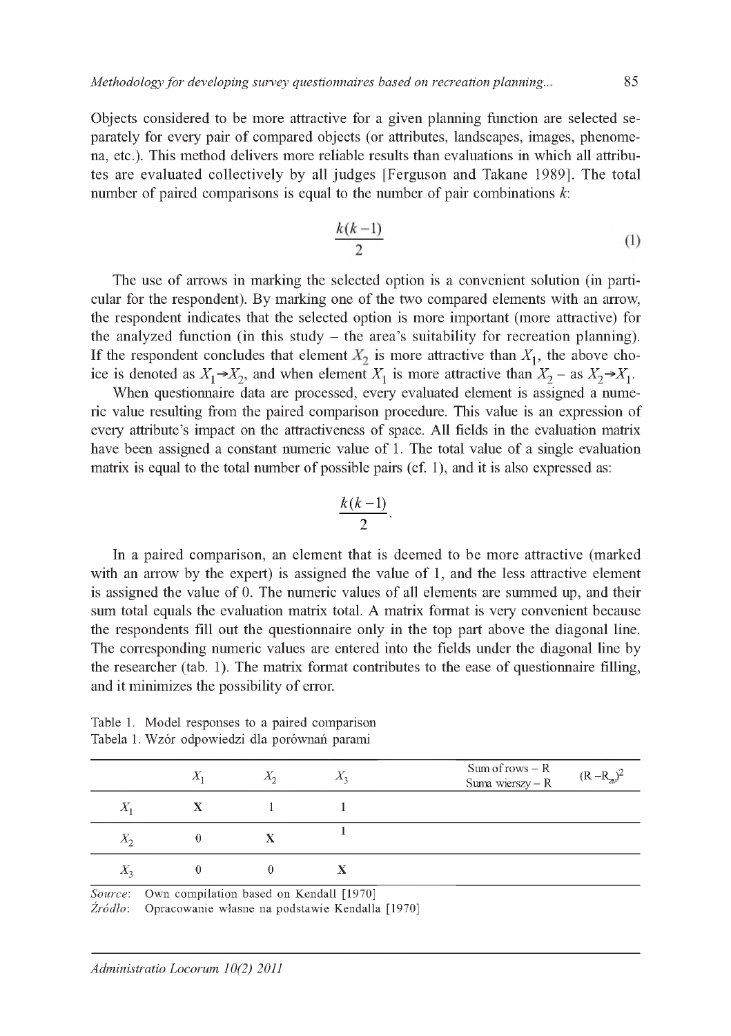Objects considered to be more attractive for a given planning function are selected separately for every pair of compared objects (or attributes, landscapes, images, phenomena, etc.). This method delivers more reliable results than evaluations in which all attributes are evaluated collectively by all judges [Ferguson and Takane 1989]. The total number of paired comparisons is equal to the number of pair combinations $k$:

$$\frac{k(k-1)}{2} \tag{1}$$

The use of arrows in marking the selected option is a convenient solution (in particular for the respondent). By marking one of the two compared elements with an arrow, the respondent indicates that the selected option is more important (more attractive) for the analyzed function (in this study – the area's suitability for recreation planning). If the respondent concludes that element $X_2$ is more attractive than $X_1$, the above choice is denoted as $X_1 \rightarrow X_2$, and when element $X_1$ is more attractive than $X_2$ – as $X_2 \rightarrow X_1$.

When questionnaire data are processed, every evaluated element is assigned a numeric value resulting from the paired comparison procedure. This value is an expression of every attribute's impact on the attractiveness of space. All fields in the evaluation matrix have been assigned a constant numeric value of 1. The total value of a single evaluation matrix is equal to the total number of possible pairs (cf. 1), and it is also expressed as:

$$\frac{k(k-1)}{2}.$$

In a paired comparison, an element that is deemed to be more attractive (marked with an arrow by the expert) is assigned the value of 1, and the less attractive element is assigned the value of 0. The numeric values of all elements are summed up, and their sum total equals the evaluation matrix total. A matrix format is very convenient because the respondents fill out the questionnaire only in the top part above the diagonal line. The corresponding numeric values are entered into the fields under the diagonal line by the researcher (tab. 1). The matrix format contributes to the ease of questionnaire filling, and it minimizes the possibility of error.

Table 1. Model responses to a paired comparison
Tabela 1. Wzór odpowiedzi dla porównań parami

| | $X_1$ | $X_2$ | $X_3$ | Sum of rows – R<br>Suma wierszy – R | $(R - R_{av})^2$ |
|---|---|---|---|---|---|
| $X_1$ | **X** | 1 | 1 | | |
| $X_2$ | 0 | **X** | 1 | | |
| $X_3$ | 0 | 0 | **X** | | |

*Source*: Own compilation based on Kendall [1970]
*Źródło*: Opracowanie własne na podstawie Kendalla [1970]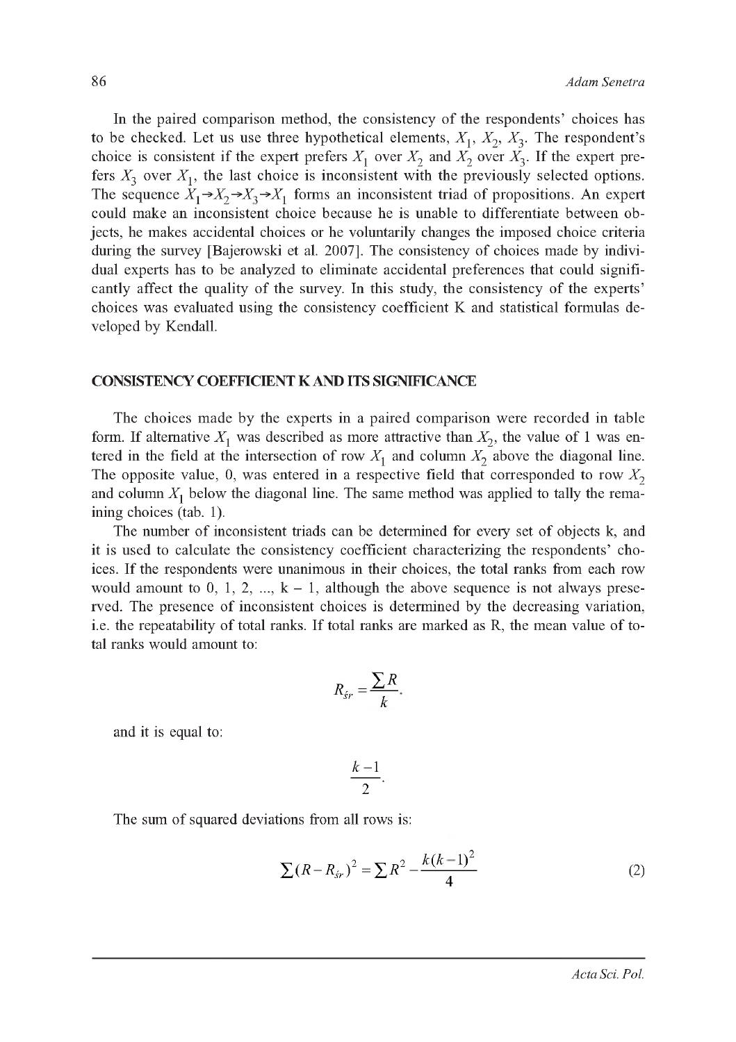In the paired comparison method, the consistency of the respondents' choices has to be checked. Let us use three hypothetical elements, $X_1$, $X_2$, $X_3$. The respondent's choice is consistent if the expert prefers $X_1$ over $X_2$ and $X_2$ over $X_3$. If the expert prefers $X_3$ over $X_1$, the last choice is inconsistent with the previously selected options. The sequence $X_1 \to X_2 \to X_3 \to X_1$ forms an inconsistent triad of propositions. An expert could make an inconsistent choice because he is unable to differentiate between objects, he makes accidental choices or he voluntarily changes the imposed choice criteria during the survey [Bajerowski et al. 2007]. The consistency of choices made by individual experts has to be analyzed to eliminate accidental preferences that could significantly affect the quality of the survey. In this study, the consistency of the experts' choices was evaluated using the consistency coefficient K and statistical formulas developed by Kendall.

## CONSISTENCY COEFFICIENT K AND ITS SIGNIFICANCE

The choices made by the experts in a paired comparison were recorded in table form. If alternative $X_1$ was described as more attractive than $X_2$, the value of 1 was entered in the field at the intersection of row $X_1$ and column $X_2$ above the diagonal line. The opposite value, 0, was entered in a respective field that corresponded to row $X_2$ and column $X_1$ below the diagonal line. The same method was applied to tally the remaining choices (tab. 1).

The number of inconsistent triads can be determined for every set of objects k, and it is used to calculate the consistency coefficient characterizing the respondents' choices. If the respondents were unanimous in their choices, the total ranks from each row would amount to 0, 1, 2, ..., k – 1, although the above sequence is not always preserved. The presence of inconsistent choices is determined by the decreasing variation, i.e. the repeatability of total ranks. If total ranks are marked as R, the mean value of total ranks would amount to:

$$R_{śr} = \frac{\sum R}{k}.$$

and it is equal to:

$$\frac{k-1}{2}.$$

The sum of squared deviations from all rows is:

$$\sum (R - R_{śr})^2 = \sum R^2 - \frac{k(k-1)^2}{4} \tag{2}$$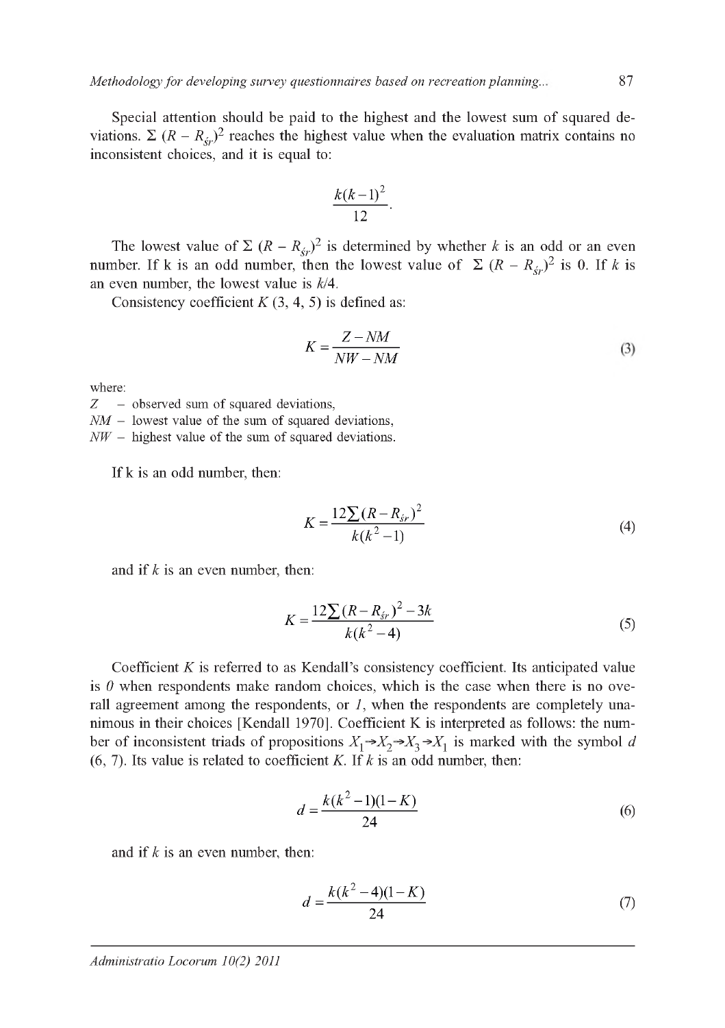Special attention should be paid to the highest and the lowest sum of squared deviations. $\Sigma\ (R - R_{śr})^2$ reaches the highest value when the evaluation matrix contains no inconsistent choices, and it is equal to:

$$\frac{k(k-1)^2}{12}.$$

The lowest value of $\Sigma\ (R - R_{śr})^2$ is determined by whether $k$ is an odd or an even number. If k is an odd number, then the lowest value of $\Sigma\ (R - R_{śr})^2$ is 0. If $k$ is an even number, the lowest value is $k/4$.

Consistency coefficient $K$ (3, 4, 5) is defined as:

$$K = \frac{Z - NM}{NW - NM} \tag{3}$$

where:
$Z$ – observed sum of squared deviations,
$NM$ – lowest value of the sum of squared deviations,
$NW$ – highest value of the sum of squared deviations.

If k is an odd number, then:

$$K = \frac{12\sum (R - R_{śr})^2}{k(k^2 - 1)} \tag{4}$$

and if $k$ is an even number, then:

$$K = \frac{12\sum (R - R_{śr})^2 - 3k}{k(k^2 - 4)} \tag{5}$$

Coefficient $K$ is referred to as Kendall's consistency coefficient. Its anticipated value is *0* when respondents make random choices, which is the case when there is no overall agreement among the respondents, or *1*, when the respondents are completely unanimous in their choices [Kendall 1970]. Coefficient K is interpreted as follows: the number of inconsistent triads of propositions $X_1 \rightarrow X_2 \rightarrow X_3 \rightarrow X_1$ is marked with the symbol $d$ (6, 7). Its value is related to coefficient $K$. If $k$ is an odd number, then:

$$d = \frac{k(k^2 - 1)(1 - K)}{24} \tag{6}$$

and if $k$ is an even number, then:

$$d = \frac{k(k^2 - 4)(1 - K)}{24} \tag{7}$$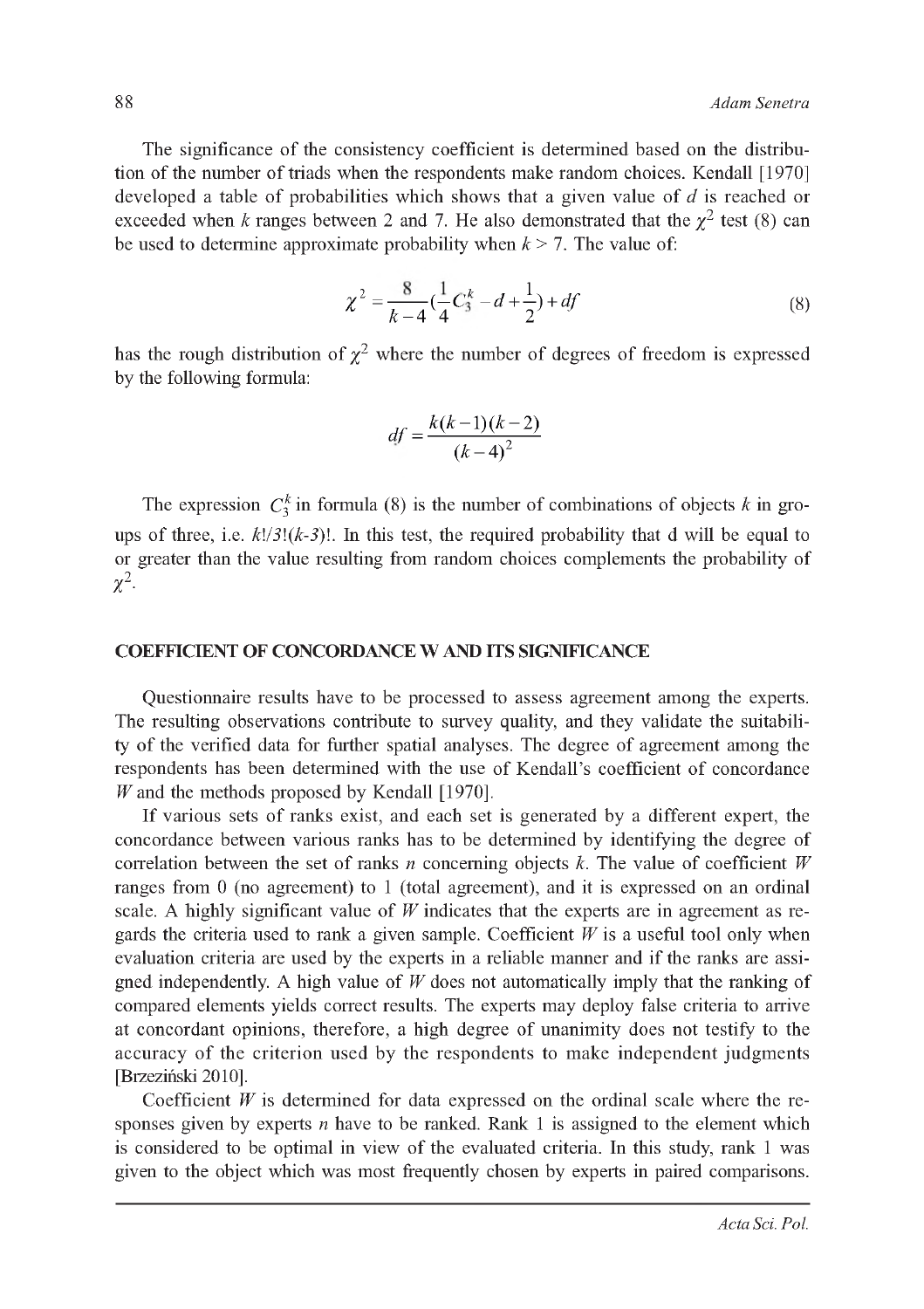The significance of the consistency coefficient is determined based on the distribution of the number of triads when the respondents make random choices. Kendall [1970] developed a table of probabilities which shows that a given value of $d$ is reached or exceeded when $k$ ranges between 2 and 7. He also demonstrated that the $\chi^2$ test (8) can be used to determine approximate probability when $k > 7$. The value of:

$$\chi^2 = \frac{8}{k-4}\left(\frac{1}{4}C_3^k - d + \frac{1}{2}\right) + df \tag{8}$$

has the rough distribution of $\chi^2$ where the number of degrees of freedom is expressed by the following formula:

$$df = \frac{k(k-1)(k-2)}{(k-4)^2}$$

The expression $C_3^k$ in formula (8) is the number of combinations of objects $k$ in groups of three, i.e. $k!/3!(k\text{-}3)!$. In this test, the required probability that d will be equal to or greater than the value resulting from random choices complements the probability of $\chi^2$.

## COEFFICIENT OF CONCORDANCE W AND ITS SIGNIFICANCE

Questionnaire results have to be processed to assess agreement among the experts. The resulting observations contribute to survey quality, and they validate the suitability of the verified data for further spatial analyses. The degree of agreement among the respondents has been determined with the use of Kendall's coefficient of concordance $W$ and the methods proposed by Kendall [1970].

If various sets of ranks exist, and each set is generated by a different expert, the concordance between various ranks has to be determined by identifying the degree of correlation between the set of ranks $n$ concerning objects $k$. The value of coefficient $W$ ranges from 0 (no agreement) to 1 (total agreement), and it is expressed on an ordinal scale. A highly significant value of $W$ indicates that the experts are in agreement as regards the criteria used to rank a given sample. Coefficient $W$ is a useful tool only when evaluation criteria are used by the experts in a reliable manner and if the ranks are assigned independently. A high value of $W$ does not automatically imply that the ranking of compared elements yields correct results. The experts may deploy false criteria to arrive at concordant opinions, therefore, a high degree of unanimity does not testify to the accuracy of the criterion used by the respondents to make independent judgments [Brzeziński 2010].

Coefficient $W$ is determined for data expressed on the ordinal scale where the responses given by experts $n$ have to be ranked. Rank 1 is assigned to the element which is considered to be optimal in view of the evaluated criteria. In this study, rank 1 was given to the object which was most frequently chosen by experts in paired comparisons.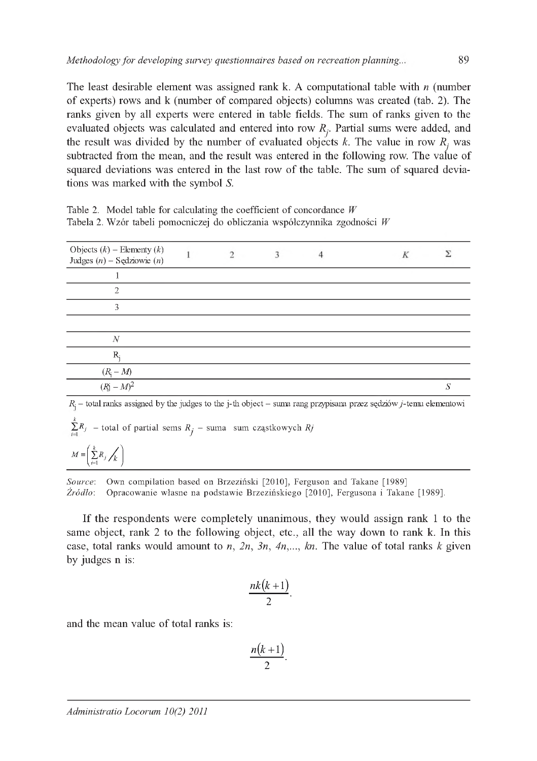The least desirable element was assigned rank k. A computational table with $n$ (number of experts) rows and k (number of compared objects) columns was created (tab. 2). The ranks given by all experts were entered in table fields. The sum of ranks given to the evaluated objects was calculated and entered into row $R_j$. Partial sums were added, and the result was divided by the number of evaluated objects $k$. The value in row $R_j$ was subtracted from the mean, and the result was entered in the following row. The value of squared deviations was entered in the last row of the table. The sum of squared deviations was marked with the symbol $S$.

Table 2. Model table for calculating the coefficient of concordance $W$
Tabela 2. Wzór tabeli pomocniczej do obliczania współczynnika zgodności $W$

| Objects ($k$) – Elementy ($k$) Judges ($n$) – Sędziowie ($n$) | 1 | 2 | 3 | 4 | $K$ | Σ |
|---|---|---|---|---|---|---|
| 1 | | | | | | |
| 2 | | | | | | |
| 3 | | | | | | |
| | | | | | | |
| $N$ | | | | | | |
| $R_j$ | | | | | | |
| $(R_j - M)$ | | | | | | |
| $(R_j - M)^2$ | | | | | | $S$ |

$R_j$ – total ranks assigned by the judges to the j-th object – suma rang przypisana przez sędziów $j$-temu elementowi

$\sum_{i=1}^{k} R_j$ – total of partial sems $R_j$ – suma sum cząstkowych $Rj$

$M = \left( \sum_{i=1}^{k} R_j \Big/ k \right)$

*Source*: Own compilation based on Brzeziński [2010], Ferguson and Takane [1989]
*Źródło*: Opracowanie własne na podstawie Brzezińskiego [2010], Fergusona i Takane [1989].

If the respondents were completely unanimous, they would assign rank 1 to the same object, rank 2 to the following object, etc., all the way down to rank k. In this case, total ranks would amount to $n$, $2n$, $3n$, $4n$,..., $kn$. The value of total ranks $k$ given by judges n is:

$$\frac{nk(k+1)}{2}.$$

and the mean value of total ranks is:

$$\frac{n(k+1)}{2}.$$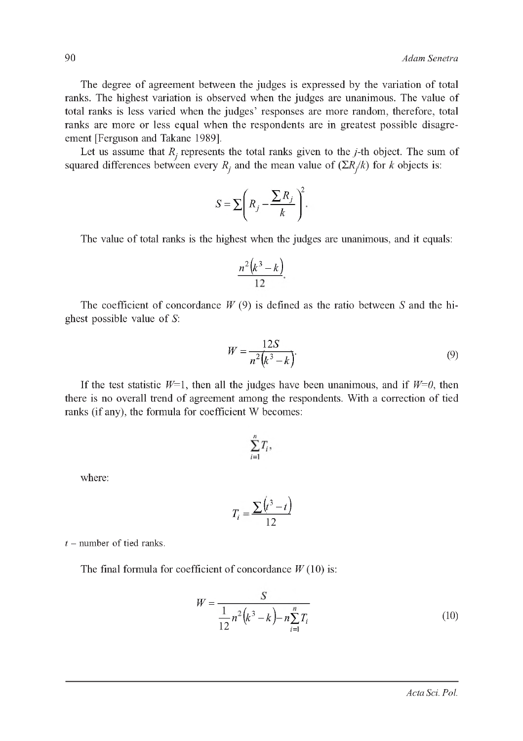The degree of agreement between the judges is expressed by the variation of total ranks. The highest variation is observed when the judges are unanimous. The value of total ranks is less varied when the judges' responses are more random, therefore, total ranks are more or less equal when the respondents are in greatest possible disagreement [Ferguson and Takane 1989].

Let us assume that $R_j$ represents the total ranks given to the $j$-th object. The sum of squared differences between every $R_j$ and the mean value of ($\Sigma R_j/k$) for $k$ objects is:

$$S = \sum \left( R_j - \frac{\sum R_j}{k} \right)^2.$$

The value of total ranks is the highest when the judges are unanimous, and it equals:

$$\frac{n^2(k^3 - k)}{12}.$$

The coefficient of concordance $W$ (9) is defined as the ratio between $S$ and the highest possible value of $S$:

$$W = \frac{12S}{n^2(k^3 - k)}. \tag{9}$$

If the test statistic $W$=1, then all the judges have been unanimous, and if $W$=0, then there is no overall trend of agreement among the respondents. With a correction of tied ranks (if any), the formula for coefficient W becomes:

$$\sum_{i=1}^{n} T_i,$$

where:

$$T_i = \frac{\sum (t^3 - t)}{12}$$

$t$ – number of tied ranks.

The final formula for coefficient of concordance $W$ (10) is:

$$W = \frac{S}{\frac{1}{12} n^2 (k^3 - k) - n \sum_{i=1}^{n} T_i} \tag{10}$$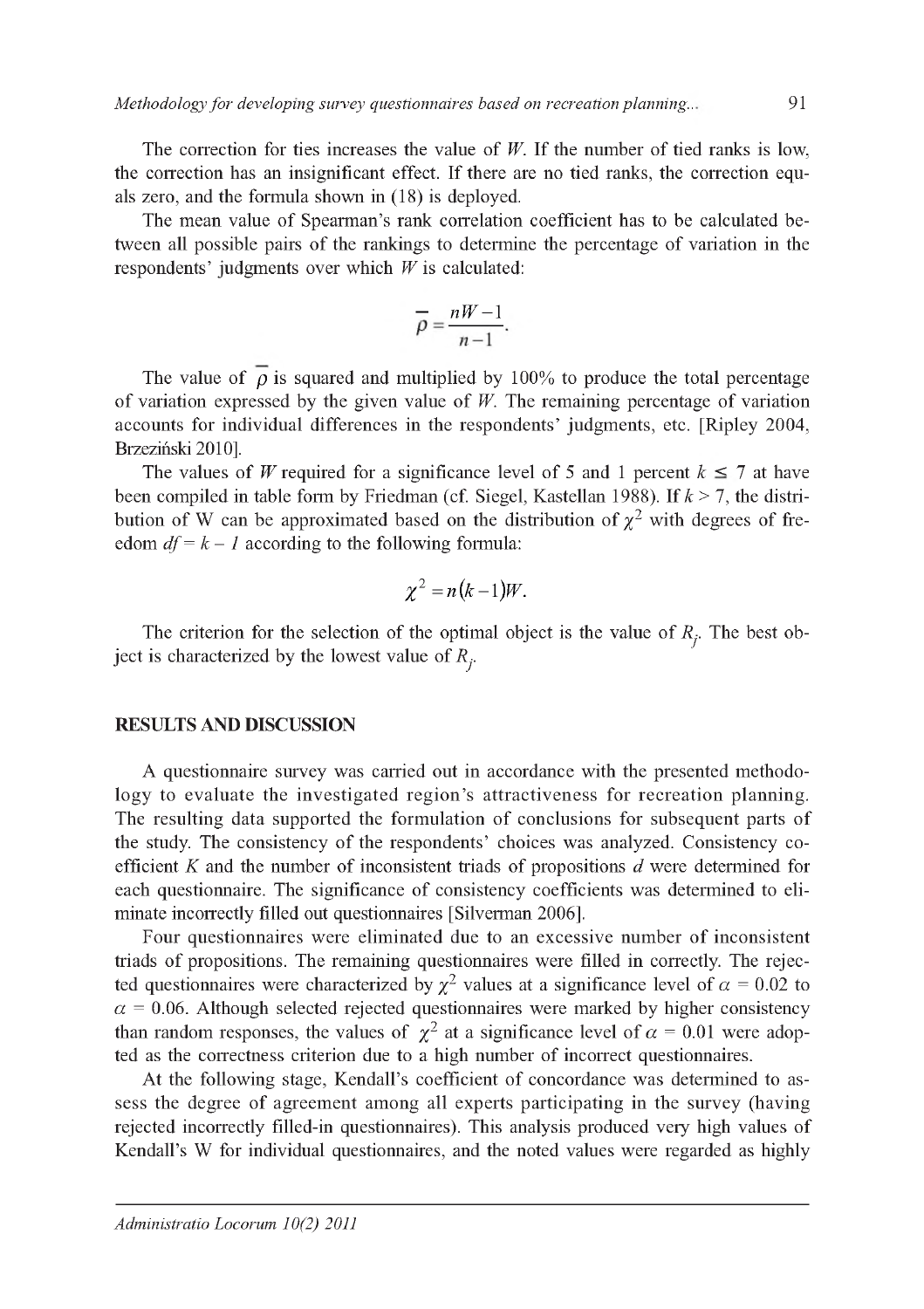The correction for ties increases the value of $W$. If the number of tied ranks is low, the correction has an insignificant effect. If there are no tied ranks, the correction equals zero, and the formula shown in (18) is deployed.

The mean value of Spearman's rank correlation coefficient has to be calculated between all possible pairs of the rankings to determine the percentage of variation in the respondents' judgments over which $W$ is calculated:

$$\bar{\rho} = \frac{nW - 1}{n - 1}.$$

The value of $\bar{\rho}$ is squared and multiplied by 100% to produce the total percentage of variation expressed by the given value of $W$. The remaining percentage of variation accounts for individual differences in the respondents' judgments, etc. [Ripley 2004, Brzeziński 2010].

The values of $W$ required for a significance level of 5 and 1 percent $k \leq 7$ at have been compiled in table form by Friedman (cf. Siegel, Kastellan 1988). If $k > 7$, the distribution of W can be approximated based on the distribution of $\chi^2$ with degrees of freedom $df = k - 1$ according to the following formula:

$$\chi^2 = n(k-1)W.$$

The criterion for the selection of the optimal object is the value of $R_j$. The best object is characterized by the lowest value of $R_j$.

## RESULTS AND DISCUSSION

A questionnaire survey was carried out in accordance with the presented methodology to evaluate the investigated region's attractiveness for recreation planning. The resulting data supported the formulation of conclusions for subsequent parts of the study. The consistency of the respondents' choices was analyzed. Consistency coefficient $K$ and the number of inconsistent triads of propositions $d$ were determined for each questionnaire. The significance of consistency coefficients was determined to eliminate incorrectly filled out questionnaires [Silverman 2006].

Four questionnaires were eliminated due to an excessive number of inconsistent triads of propositions. The remaining questionnaires were filled in correctly. The rejected questionnaires were characterized by $\chi^2$ values at a significance level of $\alpha = 0.02$ to $\alpha = 0.06$. Although selected rejected questionnaires were marked by higher consistency than random responses, the values of $\chi^2$ at a significance level of $\alpha = 0.01$ were adopted as the correctness criterion due to a high number of incorrect questionnaires.

At the following stage, Kendall's coefficient of concordance was determined to assess the degree of agreement among all experts participating in the survey (having rejected incorrectly filled-in questionnaires). This analysis produced very high values of Kendall's W for individual questionnaires, and the noted values were regarded as highly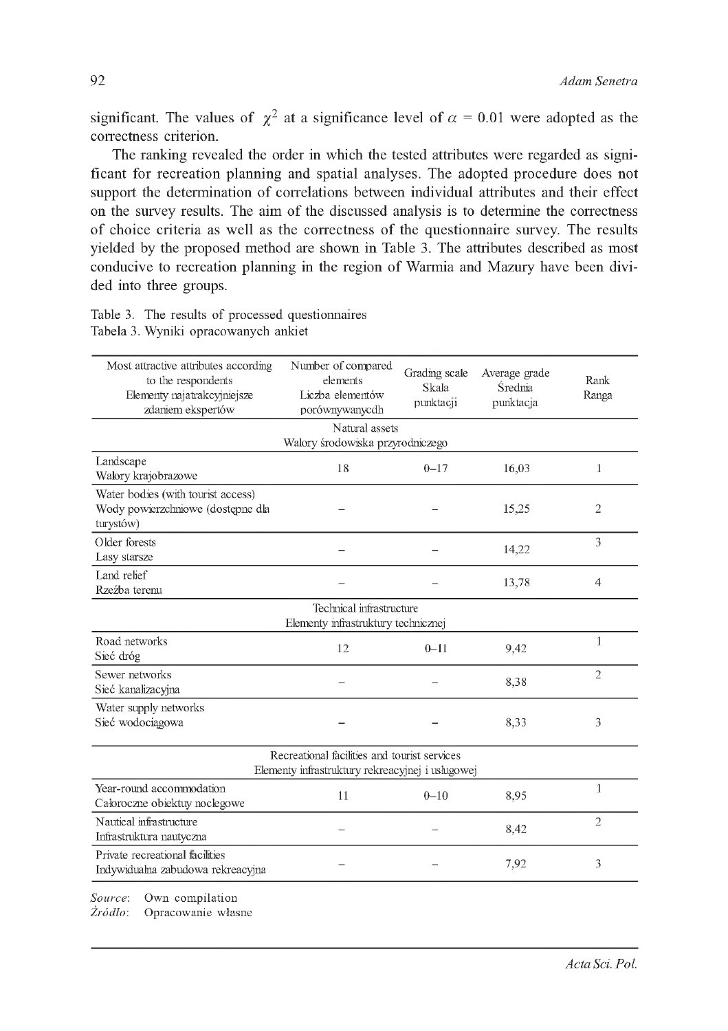significant. The values of $\chi^2$ at a significance level of $\alpha = 0.01$ were adopted as the correctness criterion.

The ranking revealed the order in which the tested attributes were regarded as significant for recreation planning and spatial analyses. The adopted procedure does not support the determination of correlations between individual attributes and their effect on the survey results. The aim of the discussed analysis is to determine the correctness of choice criteria as well as the correctness of the questionnaire survey. The results yielded by the proposed method are shown in Table 3. The attributes described as most conducive to recreation planning in the region of Warmia and Mazury have been divided into three groups.

Table 3. The results of processed questionnaires
Tabela 3. Wyniki opracowanych ankiet

| Most attractive attributes according to the respondents<br>Elementy najatrakcyjniejsze zdaniem ekspertów | Number of compared elements<br>Liczba elementów porównywanycdh | Grading scale<br>Skala punktacji | Average grade<br>Średnia punktacja | Rank<br>Ranga |
|---|---|---|---|---|
| **Natural assets<br>Walory środowiska przyrodniczego** | | | | |
| Landscape<br>Walory krajobrazowe | 18 | 0–17 | 16,03 | 1 |
| Water bodies (with tourist access)<br>Wody powierzchniowe (dostępne dla turystów) | – | – | 15,25 | 2 |
| Older forests<br>Lasy starsze | – | – | 14,22 | 3 |
| Land relief<br>Rzeźba terenu | – | – | 13,78 | 4 |
| **Technical infrastructure<br>Elementy infrastruktury technicznej** | | | | |
| Road networks<br>Sieć dróg | 12 | 0–11 | 9,42 | 1 |
| Sewer networks<br>Sieć kanalizacyjna | – | – | 8,38 | 2 |
| Water supply networks<br>Sieć wodociągowa | – | – | 8,33 | 3 |
| **Recreational facilities and tourist services<br>Elementy infrastruktury rekreacyjnej i usługowej** | | | | |
| Year-round accommodation<br>Całoroczne obiektuy noclegowe | 11 | 0–10 | 8,95 | 1 |
| Nautical infrastructure<br>Infrastruktura nautyczna | – | – | 8,42 | 2 |
| Private recreational facilities<br>Indywidualna zabudowa rekreacyjna | – | – | 7,92 | 3 |

*Source*: Own compilation
*Źródło*: Opracowanie własne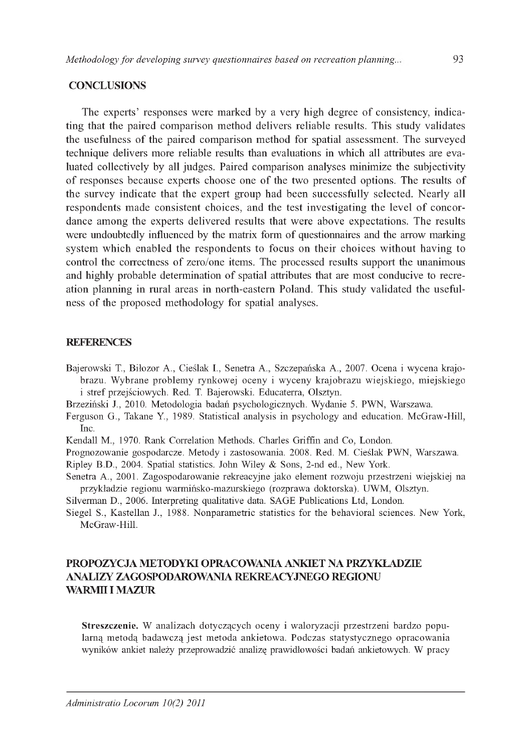## CONCLUSIONS

The experts' responses were marked by a very high degree of consistency, indicating that the paired comparison method delivers reliable results. This study validates the usefulness of the paired comparison method for spatial assessment. The surveyed technique delivers more reliable results than evaluations in which all attributes are evaluated collectively by all judges. Paired comparison analyses minimize the subjectivity of responses because experts choose one of the two presented options. The results of the survey indicate that the expert group had been successfully selected. Nearly all respondents made consistent choices, and the test investigating the level of concordance among the experts delivered results that were above expectations. The results were undoubtedly influenced by the matrix form of questionnaires and the arrow marking system which enabled the respondents to focus on their choices without having to control the correctness of zero/one items. The processed results support the unanimous and highly probable determination of spatial attributes that are most conducive to recreation planning in rural areas in north-eastern Poland. This study validated the usefulness of the proposed methodology for spatial analyses.

## REFERENCES

Bajerowski T., Biłozor A., Cieślak I., Senetra A., Szczepańska A., 2007. Ocena i wycena krajobrazu. Wybrane problemy rynkowej oceny i wyceny krajobrazu wiejskiego, miejskiego i stref przejściowych. Red. T. Bajerowski. Educaterra, Olsztyn.

Brzeziński J., 2010. Metodologia badań psychologicznych. Wydanie 5. PWN, Warszawa.

Ferguson G., Takane Y., 1989. Statistical analysis in psychology and education. McGraw-Hill, Inc.

Kendall M., 1970. Rank Correlation Methods. Charles Griffin and Co, London.

Prognozowanie gospodarcze. Metody i zastosowania. 2008. Red. M. Cieślak PWN, Warszawa.

Ripley B.D., 2004. Spatial statistics. John Wiley & Sons, 2-nd ed., New York.

Senetra A., 2001. Zagospodarowanie rekreacyjne jako element rozwoju przestrzeni wiejskiej na przykładzie regionu warmińsko-mazurskiego (rozprawa doktorska). UWM, Olsztyn.

Silverman D., 2006. Interpreting qualitative data. SAGE Publications Ltd, London.

Siegel S., Kastellan J., 1988. Nonparametric statistics for the behavioral sciences. New York, McGraw-Hill.

## PROPOZYCJA METODYKI OPRACOWANIA ANKIET NA PRZYKŁADZIE ANALIZY ZAGOSPODAROWANIA REKREACYJNEGO REGIONU WARMII I MAZUR

**Streszczenie.** W analizach dotyczących oceny i waloryzacji przestrzeni bardzo popularną metodą badawczą jest metoda ankietowa. Podczas statystycznego opracowania wyników ankiet należy przeprowadzić analizę prawidłowości badań ankietowych. W pracy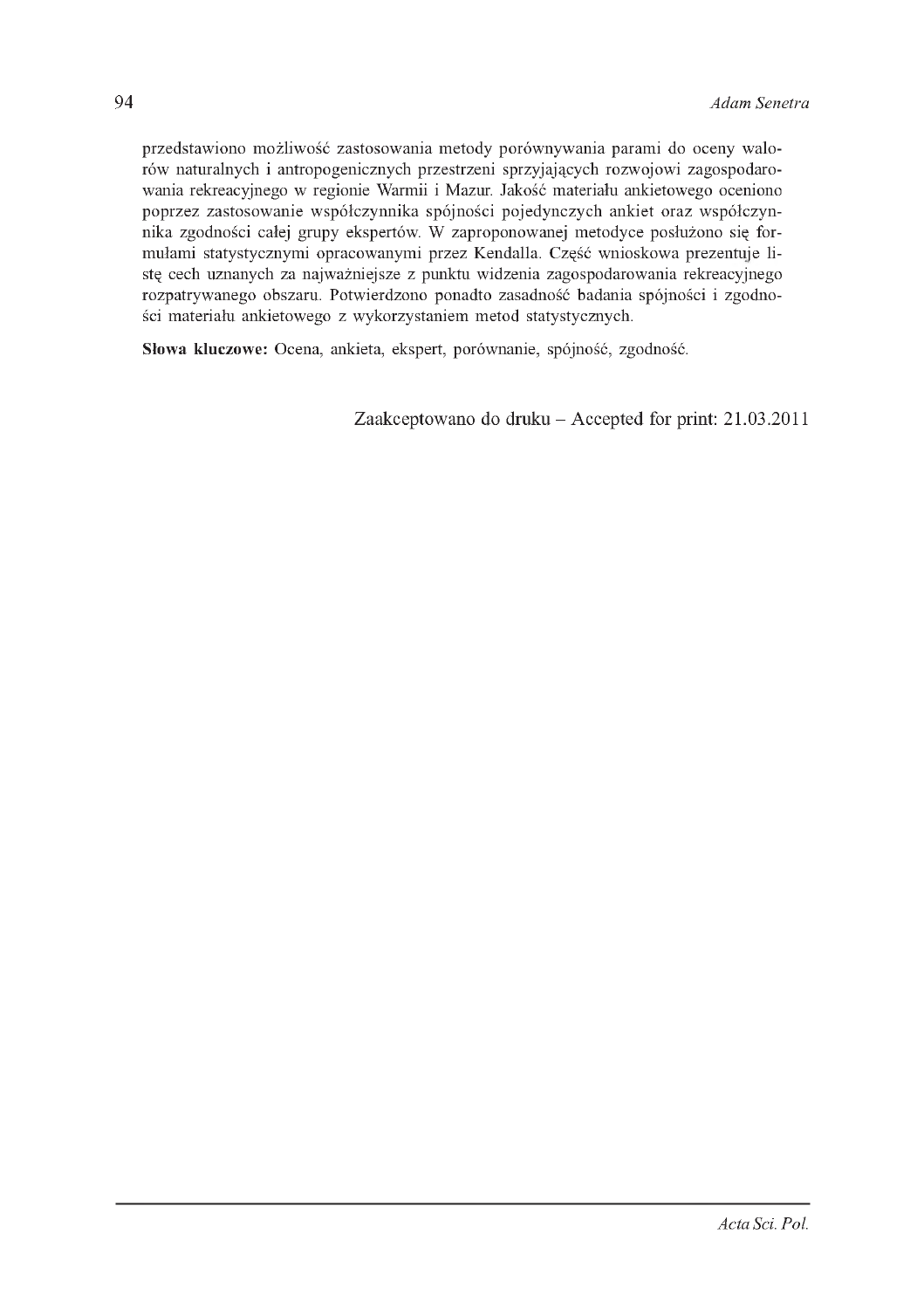przedstawiono możliwość zastosowania metody porównywania parami do oceny walorów naturalnych i antropogenicznych przestrzeni sprzyjających rozwojowi zagospodarowania rekreacyjnego w regionie Warmii i Mazur. Jakość materiału ankietowego oceniono poprzez zastosowanie współczynnika spójności pojedynczych ankiet oraz współczynnika zgodności całej grupy ekspertów. W zaproponowanej metodyce posłużono się formułami statystycznymi opracowanymi przez Kendalla. Część wnioskowa prezentuje listę cech uznanych za najważniejsze z punktu widzenia zagospodarowania rekreacyjnego rozpatrywanego obszaru. Potwierdzono ponadto zasadność badania spójności i zgodności materiału ankietowego z wykorzystaniem metod statystycznych.

**Słowa kluczowe:** Ocena, ankieta, ekspert, porównanie, spójność, zgodność.

Zaakceptowano do druku – Accepted for print: 21.03.2011